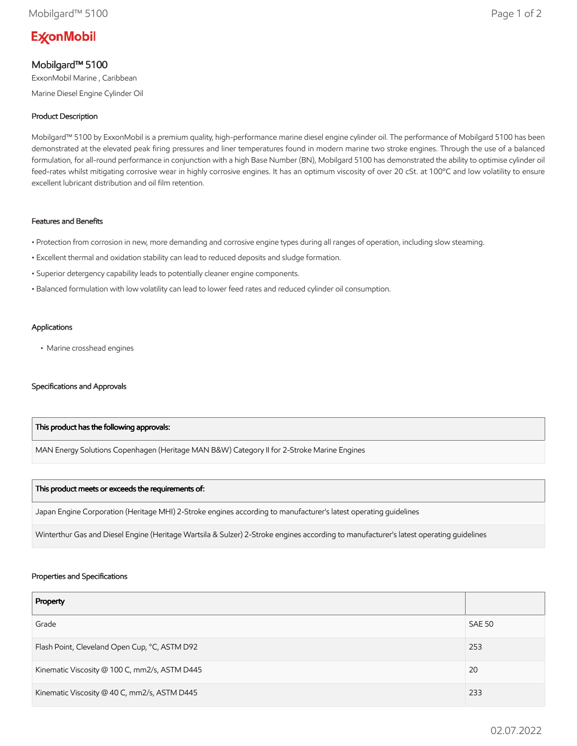ExxonMobil

# Mobilgard™ 5100

ExxonMobil Marine , Caribbean

Marine Diesel Engine Cylinder Oil

## Product Description

Mobilgard™ 5100 by ExxonMobil is a premium quality, high-performance marine diesel engine cylinder oil. The performance of Mobilgard 5100 has been demonstrated at the elevated peak firing pressures and liner temperatures found in modern marine two stroke engines. Through the use of a balanced formulation, for all-round performance in conjunction with a high Base Number (BN), Mobilgard 5100 has demonstrated the ability to optimise cylinder oil feed-rates whilst mitigating corrosive wear in highly corrosive engines. It has an optimum viscosity of over 20 cSt. at 100°C and low volatility to ensure excellent lubricant distribution and oil film retention.

## Features and Benefits

- Protection from corrosion in new, more demanding and corrosive engine types during all ranges of operation, including slow steaming.
- Excellent thermal and oxidation stability can lead to reduced deposits and sludge formation.
- Superior detergency capability leads to potentially cleaner engine components.
- Balanced formulation with low volatility can lead to lower feed rates and reduced cylinder oil consumption.

## Applications

- Marine crosshead engines

## Specifications and Approvals

| This product has the following approvals: |
|---|
| MAN Energy Solutions Copenhagen (Heritage MAN B&W) Category II for 2-Stroke Marine Engines |

| This product meets or exceeds the requirements of: |
|---|
| Japan Engine Corporation (Heritage MHI) 2-Stroke engines according to manufacturer's latest operating guidelines |
| Winterthur Gas and Diesel Engine (Heritage Wartsila & Sulzer) 2-Stroke engines according to manufacturer's latest operating guidelines |

## Properties and Specifications

| Property | |
|---|---|
| Grade | SAE 50 |
| Flash Point, Cleveland Open Cup, °C, ASTM D92 | 253 |
| Kinematic Viscosity @ 100 C, mm2/s, ASTM D445 | 20 |
| Kinematic Viscosity @ 40 C, mm2/s, ASTM D445 | 233 |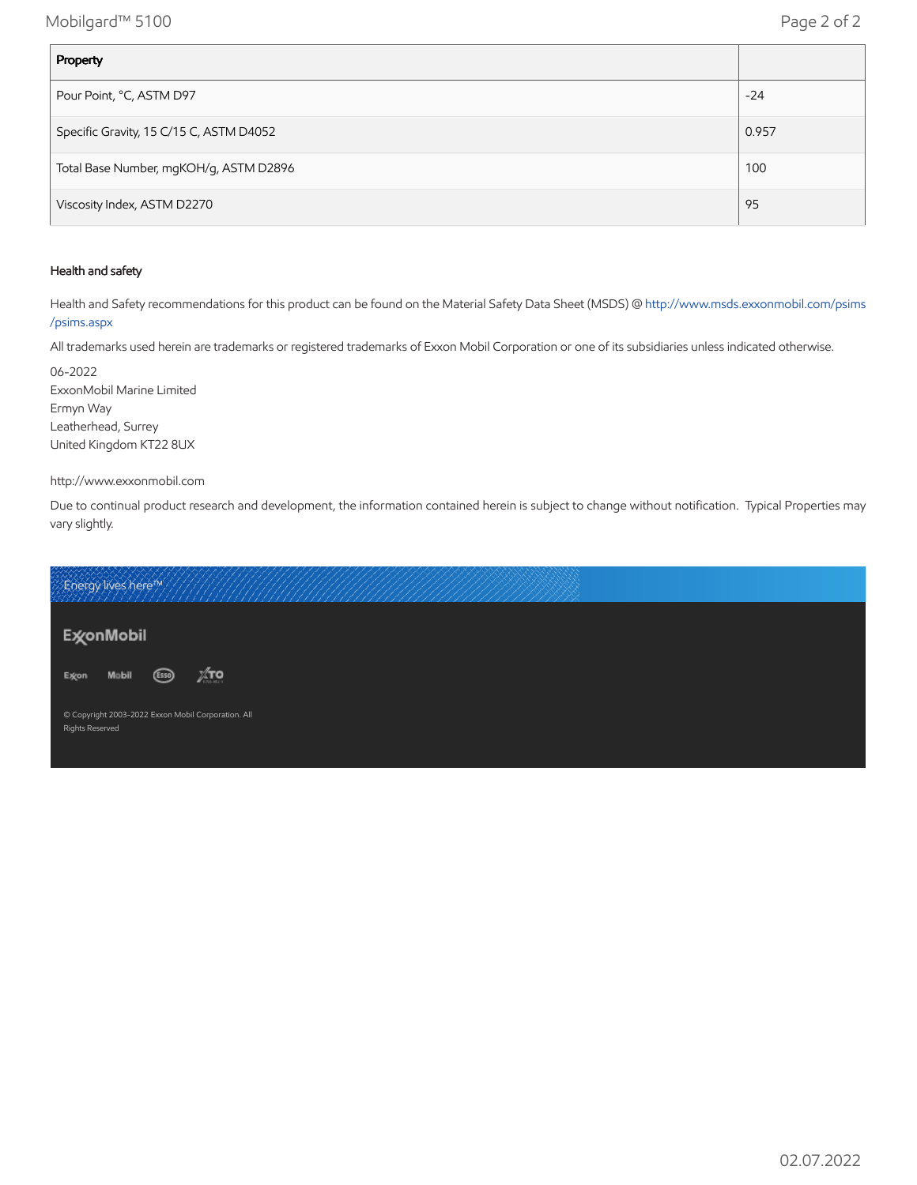| Property | |
| --- | --- |
| Pour Point, °C, ASTM D97 | -24 |
| Specific Gravity, 15 C/15 C, ASTM D4052 | 0.957 |
| Total Base Number, mgKOH/g, ASTM D2896 | 100 |
| Viscosity Index, ASTM D2270 | 95 |

### Health and safety

Health and Safety recommendations for this product can be found on the Material Safety Data Sheet (MSDS) @ http://www.msds.exxonmobil.com/psims/psims.aspx

All trademarks used herein are trademarks or registered trademarks of Exxon Mobil Corporation or one of its subsidiaries unless indicated otherwise.

06-2022
ExxonMobil Marine Limited
Ermyn Way
Leatherhead, Surrey
United Kingdom KT22 8UX

http://www.exxonmobil.com

Due to continual product research and development, the information contained herein is subject to change without notification. Typical Properties may vary slightly.

Energy lives here™

ExxonMobil

Exxon Mobil Esso XTO

© Copyright 2003-2022 Exxon Mobil Corporation. All Rights Reserved

02.07.2022